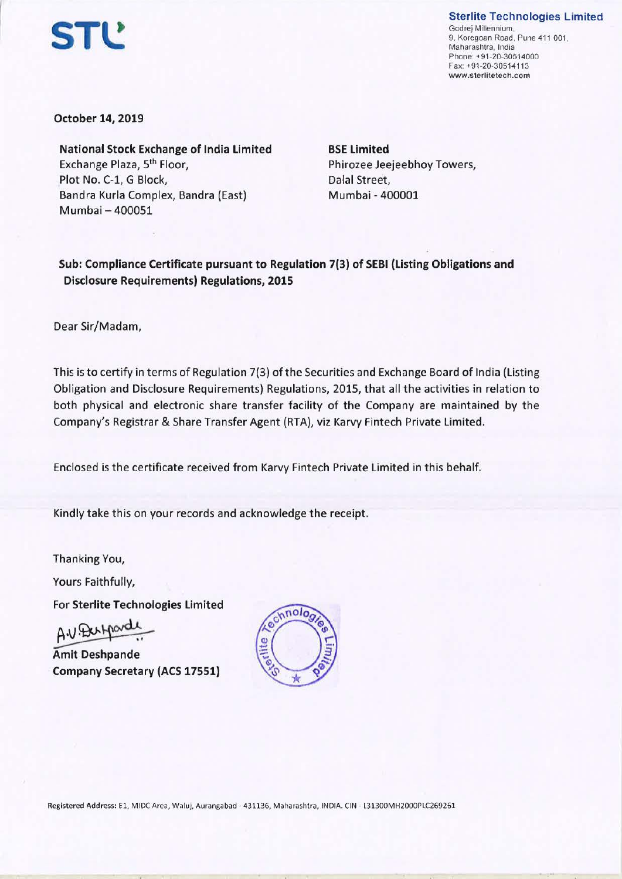**STL**

**Sterlite Technologies Limited**
Godrej Millennium,
9, Koregoan Road, Pune 411 001,
Maharashtra, India
Phone: +91-20-30514000
Fax: +91-20-30514113
www.sterlitetech.com

**October 14, 2019**

**National Stock Exchange of India Limited**
Exchange Plaza, 5th Floor,
Plot No. C-1, G Block,
Bandra Kurla Complex, Bandra (East)
Mumbai – 400051

**BSE Limited**
Phirozee Jeejeebhoy Towers,
Dalal Street,
Mumbai - 400001

**Sub: Compliance Certificate pursuant to Regulation 7(3) of SEBI (Listing Obligations and Disclosure Requirements) Regulations, 2015**

Dear Sir/Madam,

This is to certify in terms of Regulation 7(3) of the Securities and Exchange Board of India (Listing Obligation and Disclosure Requirements) Regulations, 2015, that all the activities in relation to both physical and electronic share transfer facility of the Company are maintained by the Company's Registrar & Share Transfer Agent (RTA), viz Karvy Fintech Private Limited.

Enclosed is the certificate received from Karvy Fintech Private Limited in this behalf.

Kindly take this on your records and acknowledge the receipt.

Thanking You,

Yours Faithfully,

For **Sterlite Technologies Limited**

**Amit Deshpande**
**Company Secretary (ACS 17551)**

Registered Address: E1, MIDC Area, Waluj, Aurangabad - 431136, Maharashtra, INDIA. CIN - L31300MH2000PLC269261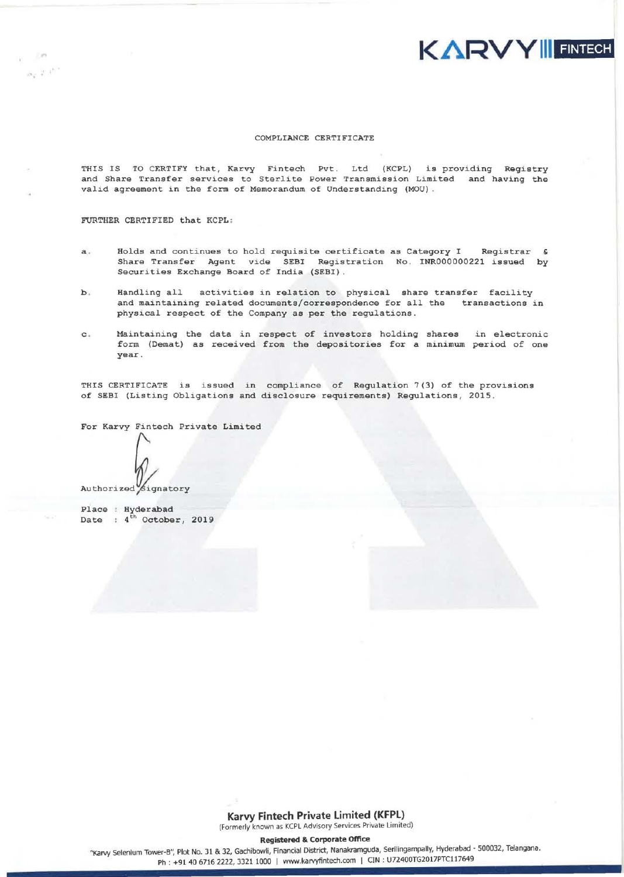KARVY FINTECH

## COMPLIANCE CERTIFICATE

THIS IS TO CERTIFY that, Karvy Fintech Pvt. Ltd (KCPL) is providing Registry and Share Transfer services to Sterlite Power Transmission Limited and having the valid agreement in the form of Memorandum of Understanding (MOU).

FURTHER CERTIFIED that KCPL:

a. Holds and continues to hold requisite certificate as Category I Registrar & Share Transfer Agent vide SEBI Registration No. INR000000221 issued by Securities Exchange Board of India (SEBI).

b. Handling all activities in relation to physical share transfer facility and maintaining related documents/correspondence for all the transactions in physical respect of the Company as per the regulations.

c. Maintaining the data in respect of investors holding shares in electronic form (Demat) as received from the depositories for a minimum period of one year.

THIS CERTIFICATE is issued in compliance of Regulation 7(3) of the provisions of SEBI (Listing Obligations and disclosure requirements) Regulations, 2015.

For Karvy Fintech Private Limited

Authorized Signatory

Place : Hyderabad
Date : 4th October, 2019

**Karvy Fintech Private Limited (KFPL)**
(Formerly known as KCPL Advisory Services Private Limited)

**Registered & Corporate Office**
"Karvy Selenium Tower-B", Plot No. 31 & 32, Gachibowli, Financial District, Nanakramguda, Serilingampally, Hyderabad - 500032, Telangana.
Ph : +91 40 6716 2222, 3321 1000 | www.karvyfintech.com | CIN : U72400TG2017PTC117649